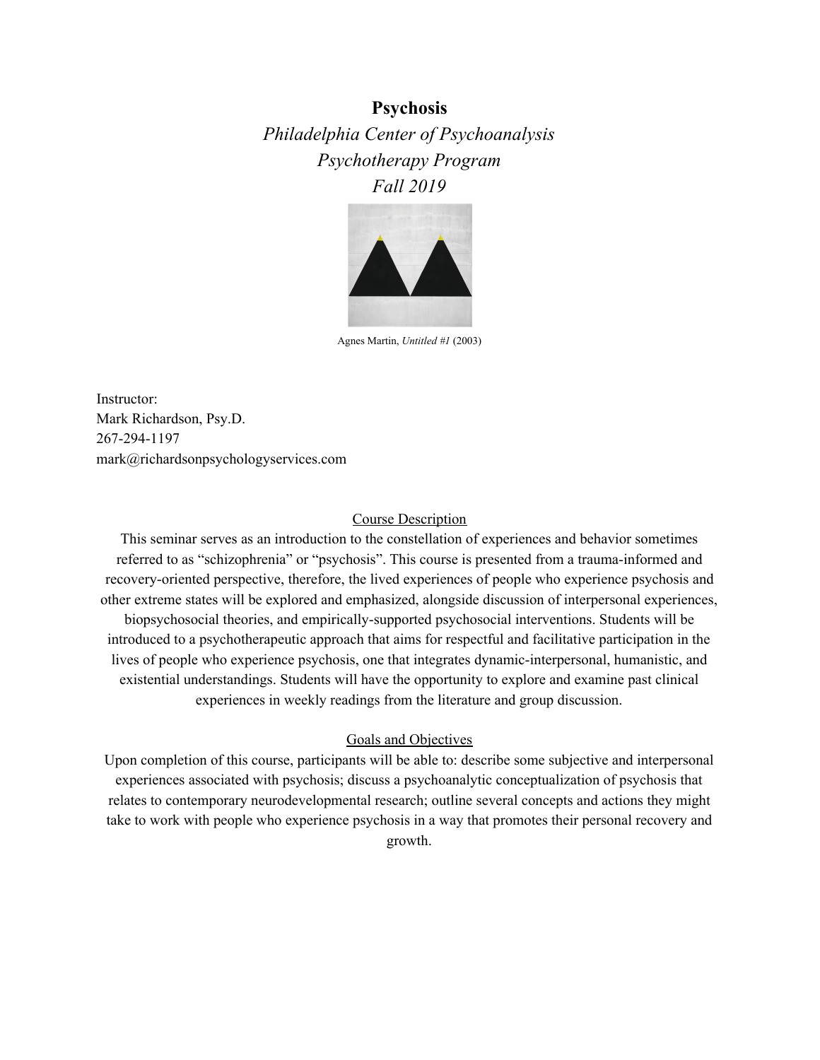# Psychosis

*Philadelphia Center of Psychoanalysis*
*Psychotherapy Program*
*Fall 2019*

Agnes Martin, *Untitled #1* (2003)

Instructor:
Mark Richardson, Psy.D.
267-294-1197
mark@richardsonpsychologyservices.com

## Course Description

This seminar serves as an introduction to the constellation of experiences and behavior sometimes referred to as "schizophrenia" or "psychosis". This course is presented from a trauma-informed and recovery-oriented perspective, therefore, the lived experiences of people who experience psychosis and other extreme states will be explored and emphasized, alongside discussion of interpersonal experiences, biopsychosocial theories, and empirically-supported psychosocial interventions. Students will be introduced to a psychotherapeutic approach that aims for respectful and facilitative participation in the lives of people who experience psychosis, one that integrates dynamic-interpersonal, humanistic, and existential understandings. Students will have the opportunity to explore and examine past clinical experiences in weekly readings from the literature and group discussion.

## Goals and Objectives

Upon completion of this course, participants will be able to: describe some subjective and interpersonal experiences associated with psychosis; discuss a psychoanalytic conceptualization of psychosis that relates to contemporary neurodevelopmental research; outline several concepts and actions they might take to work with people who experience psychosis in a way that promotes their personal recovery and growth.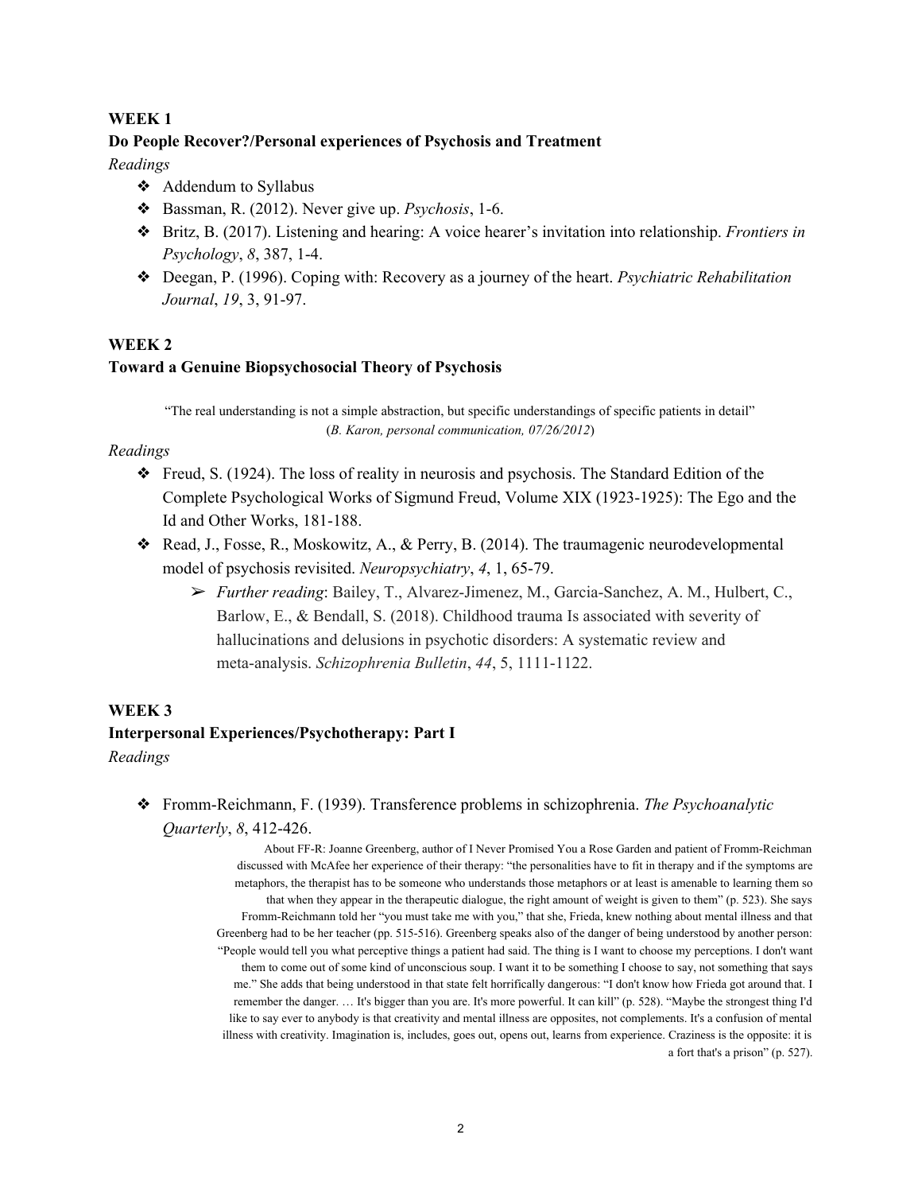## WEEK 1

### Do People Recover?/Personal experiences of Psychosis and Treatment

*Readings*

- Addendum to Syllabus
- Bassman, R. (2012). Never give up. *Psychosis*, 1-6.
- Britz, B. (2017). Listening and hearing: A voice hearer's invitation into relationship. *Frontiers in Psychology*, *8*, 387, 1-4.
- Deegan, P. (1996). Coping with: Recovery as a journey of the heart. *Psychiatric Rehabilitation Journal*, *19*, 3, 91-97.

## WEEK 2

### Toward a Genuine Biopsychosocial Theory of Psychosis

> "The real understanding is not a simple abstraction, but specific understandings of specific patients in detail" (*B. Karon, personal communication, 07/26/2012*)

*Readings*

- Freud, S. (1924). The loss of reality in neurosis and psychosis. The Standard Edition of the Complete Psychological Works of Sigmund Freud, Volume XIX (1923-1925): The Ego and the Id and Other Works, 181-188.
- Read, J., Fosse, R., Moskowitz, A., & Perry, B. (2014). The traumagenic neurodevelopmental model of psychosis revisited. *Neuropsychiatry*, *4*, 1, 65-79.
    - *Further reading*: Bailey, T., Alvarez-Jimenez, M., Garcia-Sanchez, A. M., Hulbert, C., Barlow, E., & Bendall, S. (2018). Childhood trauma Is associated with severity of hallucinations and delusions in psychotic disorders: A systematic review and meta-analysis. *Schizophrenia Bulletin*, *44*, 5, 1111-1122.

## WEEK 3

### Interpersonal Experiences/Psychotherapy: Part I

*Readings*

- Fromm-Reichmann, F. (1939). Transference problems in schizophrenia. *The Psychoanalytic Quarterly*, *8*, 412-426.

  About FF-R: Joanne Greenberg, author of I Never Promised You a Rose Garden and patient of Fromm-Reichman discussed with McAfee her experience of their therapy: "the personalities have to fit in therapy and if the symptoms are metaphors, the therapist has to be someone who understands those metaphors or at least is amenable to learning them so that when they appear in the therapeutic dialogue, the right amount of weight is given to them" (p. 523). She says Fromm-Reichmann told her "you must take me with you," that she, Frieda, knew nothing about mental illness and that Greenberg had to be her teacher (pp. 515-516). Greenberg speaks also of the danger of being understood by another person: "People would tell you what perceptive things a patient had said. The thing is I want to choose my perceptions. I don't want them to come out of some kind of unconscious soup. I want it to be something I choose to say, not something that says me." She adds that being understood in that state felt horrifically dangerous: "I don't know how Frieda got around that. I remember the danger. … It's bigger than you are. It's more powerful. It can kill" (p. 528). "Maybe the strongest thing I'd like to say ever to anybody is that creativity and mental illness are opposites, not complements. It's a confusion of mental illness with creativity. Imagination is, includes, goes out, opens out, learns from experience. Craziness is the opposite: it is a fort that's a prison" (p. 527).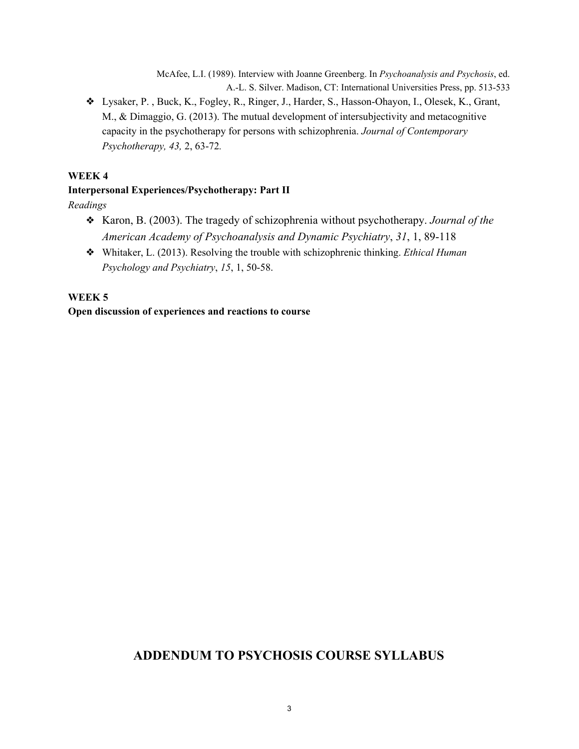McAfee, L.I. (1989). Interview with Joanne Greenberg. In *Psychoanalysis and Psychosis*, ed. A.-L. S. Silver. Madison, CT: International Universities Press, pp. 513-533

- Lysaker, P. , Buck, K., Fogley, R., Ringer, J., Harder, S., Hasson-Ohayon, I., Olesek, K., Grant, M., & Dimaggio, G. (2013). The mutual development of intersubjectivity and metacognitive capacity in the psychotherapy for persons with schizophrenia. *Journal of Contemporary Psychotherapy, 43,* 2, 63-72*.*

**WEEK 4**

**Interpersonal Experiences/Psychotherapy: Part II**

*Readings*

- Karon, B. (2003). The tragedy of schizophrenia without psychotherapy. *Journal of the American Academy of Psychoanalysis and Dynamic Psychiatry*, *31*, 1, 89-118
- Whitaker, L. (2013). Resolving the trouble with schizophrenic thinking. *Ethical Human Psychology and Psychiatry*, *15*, 1, 50-58.

**WEEK 5**

**Open discussion of experiences and reactions to course**

## ADDENDUM TO PSYCHOSIS COURSE SYLLABUS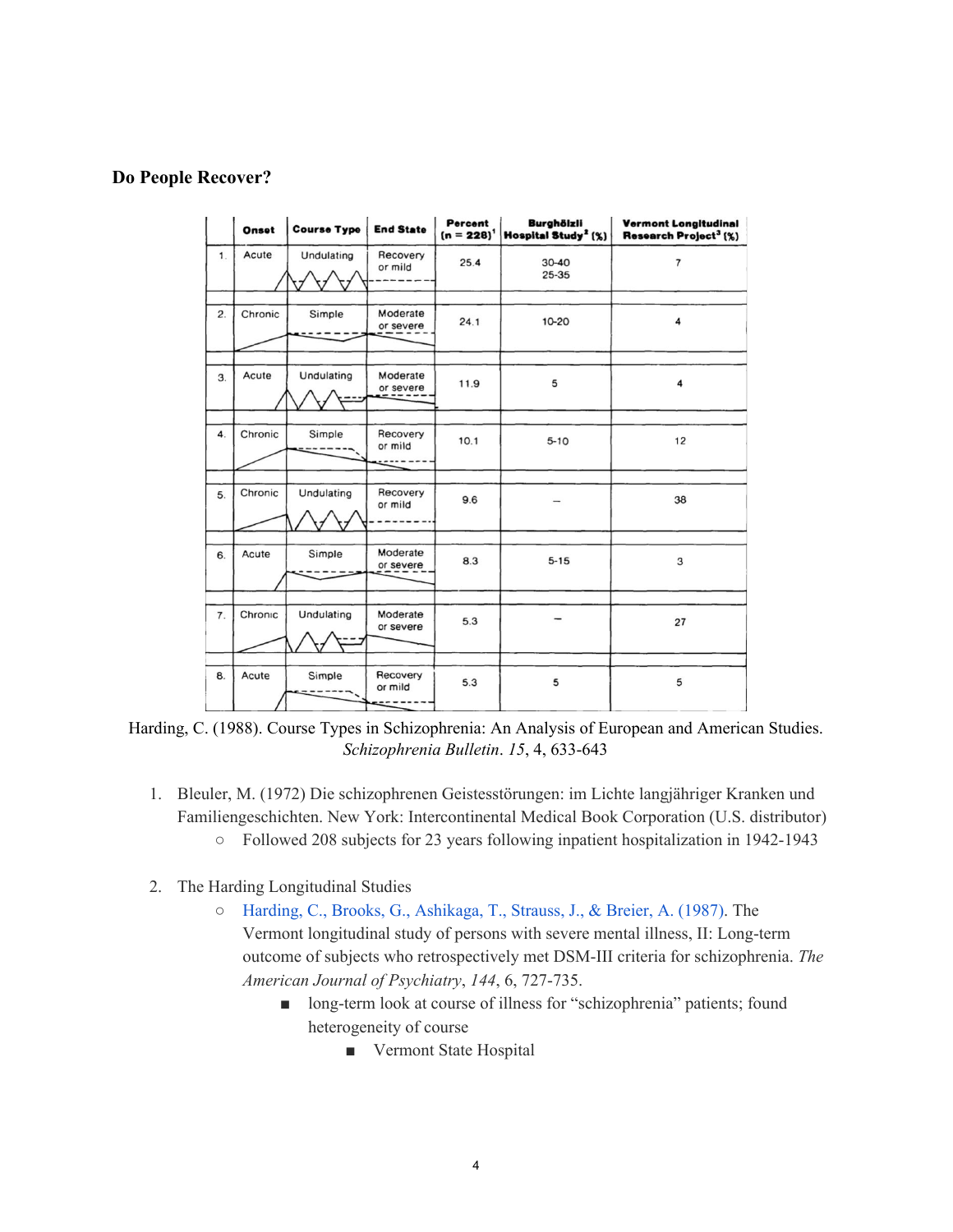**Do People Recover?**

| | Onset | Course Type | End State | Percent (n = 228)[1] | Burghölzli Hospital Study[2] (%) | Vermont Longitudinal Research Project[3] (%) |
|---|---|---|---|---|---|---|
| 1. | Acute | Undulating | Recovery or mild | 25.4 | 30-40 25-35 | 7 |
| 2. | Chronic | Simple | Moderate or severe | 24.1 | 10-20 | 4 |
| 3. | Acute | Undulating | Moderate or severe | 11.9 | 5 | 4 |
| 4. | Chronic | Simple | Recovery or mild | 10.1 | 5-10 | 12 |
| 5. | Chronic | Undulating | Recovery or mild | 9.6 | – | 38 |
| 6. | Acute | Simple | Moderate or severe | 8.3 | 5-15 | 3 |
| 7. | Chronic | Undulating | Moderate or severe | 5.3 | – | 27 |
| 8. | Acute | Simple | Recovery or mild | 5.3 | 5 | 5 |

Harding, C. (1988). Course Types in Schizophrenia: An Analysis of European and American Studies. *Schizophrenia Bulletin*. *15*, 4, 633-643

1. Bleuler, M. (1972) Die schizophrenen Geistesstörungen: im Lichte langjähriger Kranken und Familiengeschichten. New York: Intercontinental Medical Book Corporation (U.S. distributor)
   - Followed 208 subjects for 23 years following inpatient hospitalization in 1942-1943

2. The Harding Longitudinal Studies
   - Harding, C., Brooks, G., Ashikaga, T., Strauss, J., & Breier, A. (1987). The Vermont longitudinal study of persons with severe mental illness, II: Long-term outcome of subjects who retrospectively met DSM-III criteria for schizophrenia. *The American Journal of Psychiatry*, *144*, 6, 727-735.
     - long-term look at course of illness for "schizophrenia" patients; found heterogeneity of course
       - Vermont State Hospital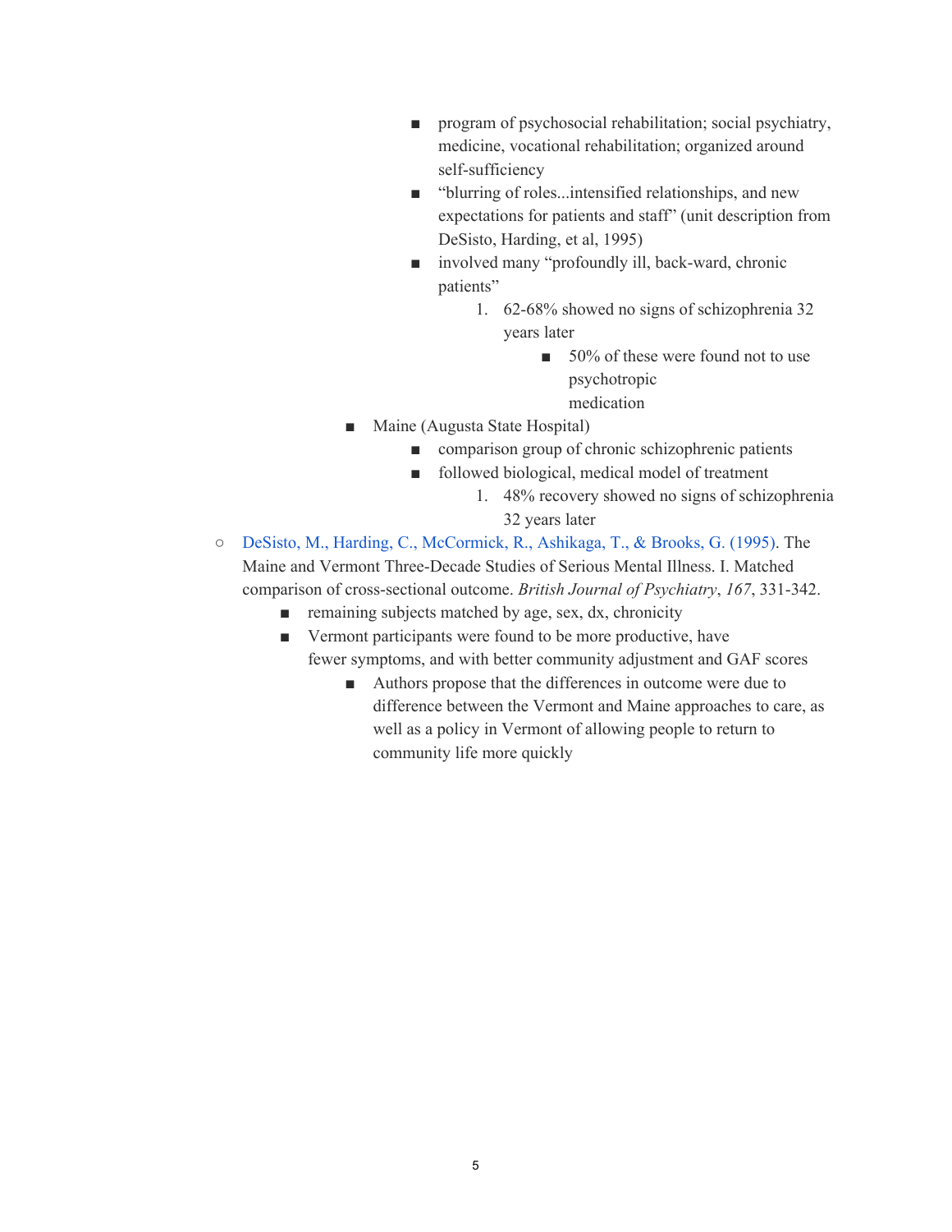- program of psychosocial rehabilitation; social psychiatry, medicine, vocational rehabilitation; organized around self-sufficiency
        - "blurring of roles...intensified relationships, and new expectations for patients and staff" (unit description from DeSisto, Harding, et al, 1995)
        - involved many "profoundly ill, back-ward, chronic patients"
          1. 62-68% showed no signs of schizophrenia 32 years later
             - 50% of these were found not to use psychotropic medication
      - Maine (Augusta State Hospital)
        - comparison group of chronic schizophrenic patients
        - followed biological, medical model of treatment
          1. 48% recovery showed no signs of schizophrenia 32 years later
- DeSisto, M., Harding, C., McCormick, R., Ashikaga, T., & Brooks, G. (1995). The Maine and Vermont Three-Decade Studies of Serious Mental Illness. I. Matched comparison of cross-sectional outcome. *British Journal of Psychiatry*, *167*, 331-342.
  - remaining subjects matched by age, sex, dx, chronicity
  - Vermont participants were found to be more productive, have fewer symptoms, and with better community adjustment and GAF scores
    - Authors propose that the differences in outcome were due to difference between the Vermont and Maine approaches to care, as well as a policy in Vermont of allowing people to return to community life more quickly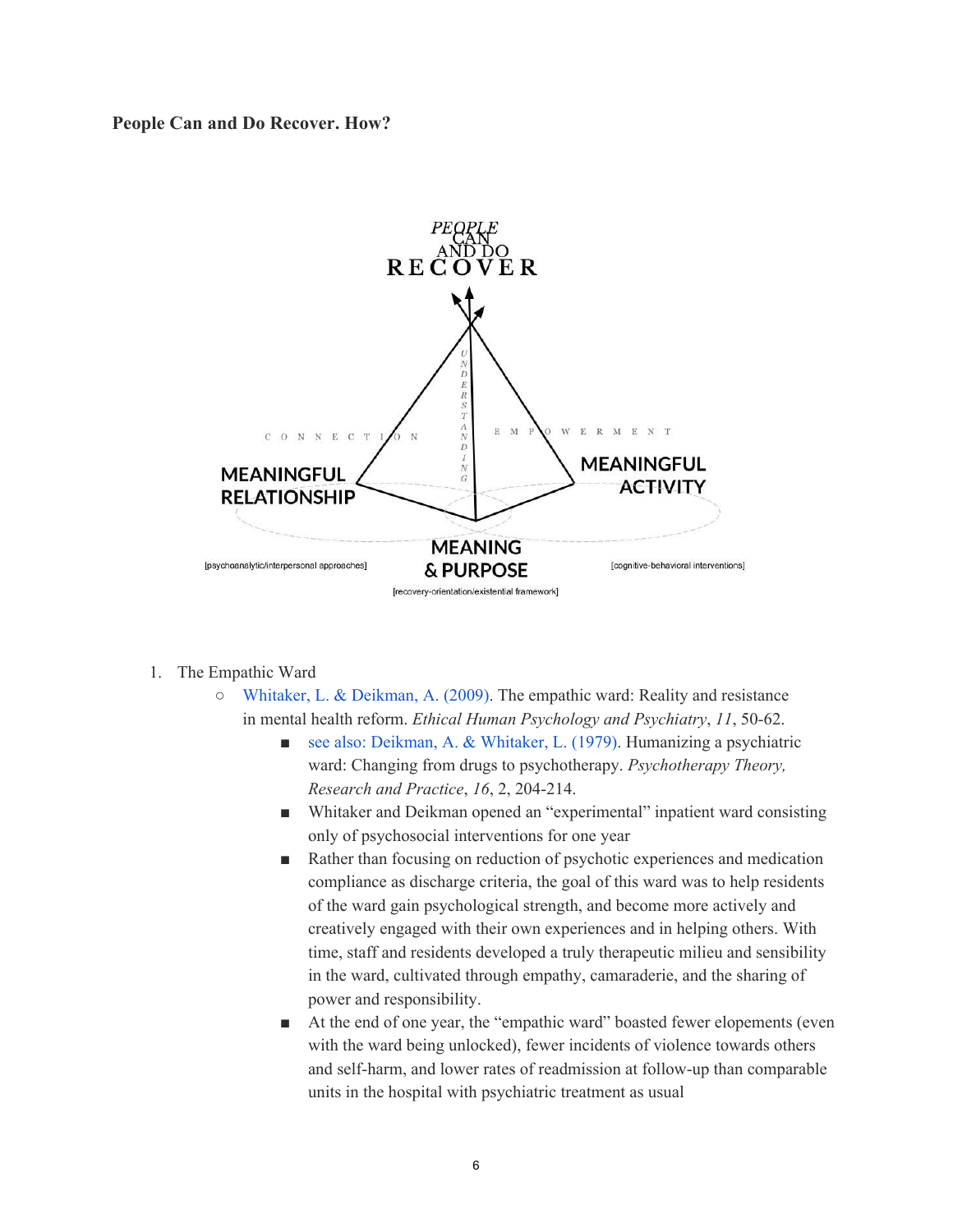**People Can and Do Recover. How?**

PEOPLE CAN AND DO RECOVER

UNDERSTANDING

CONNECTION

EMPOWERMENT

MEANINGFUL RELATIONSHIP

MEANINGFUL ACTIVITY

MEANING & PURPOSE

[psychoanalytic/interpersonal approaches]

[recovery-orientation/existential framework]

[cognitive-behavioral interventions]

1. The Empathic Ward
   - Whitaker, L. & Deikman, A. (2009). The empathic ward: Reality and resistance in mental health reform. *Ethical Human Psychology and Psychiatry*, *11*, 50-62.
     - see also: Deikman, A. & Whitaker, L. (1979). Humanizing a psychiatric ward: Changing from drugs to psychotherapy. *Psychotherapy Theory, Research and Practice*, *16*, 2, 204-214.
     - Whitaker and Deikman opened an "experimental" inpatient ward consisting only of psychosocial interventions for one year
     - Rather than focusing on reduction of psychotic experiences and medication compliance as discharge criteria, the goal of this ward was to help residents of the ward gain psychological strength, and become more actively and creatively engaged with their own experiences and in helping others. With time, staff and residents developed a truly therapeutic milieu and sensibility in the ward, cultivated through empathy, camaraderie, and the sharing of power and responsibility.
     - At the end of one year, the "empathic ward" boasted fewer elopements (even with the ward being unlocked), fewer incidents of violence towards others and self-harm, and lower rates of readmission at follow-up than comparable units in the hospital with psychiatric treatment as usual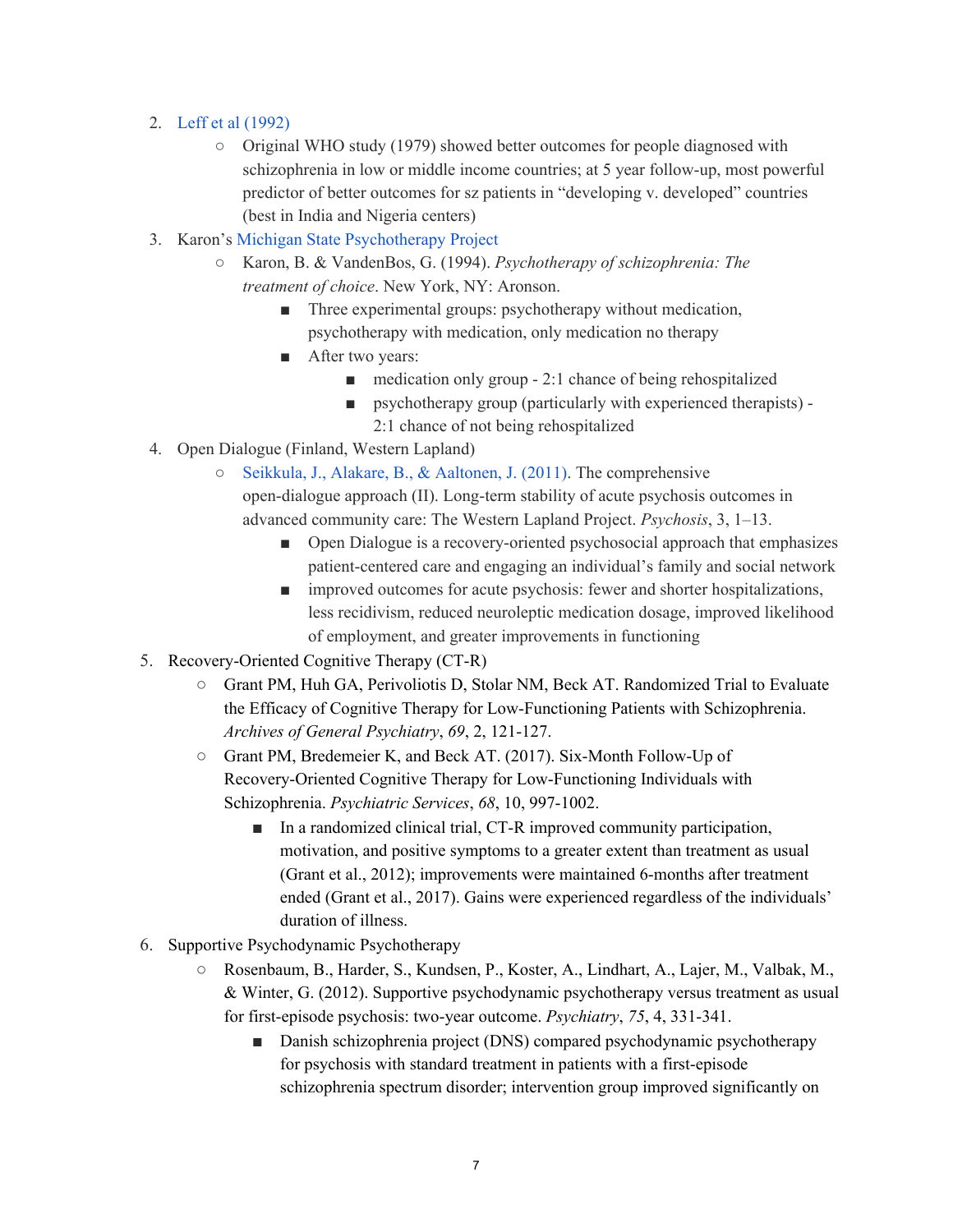2. Leff et al (1992)
    - Original WHO study (1979) showed better outcomes for people diagnosed with schizophrenia in low or middle income countries; at 5 year follow-up, most powerful predictor of better outcomes for sz patients in "developing v. developed" countries (best in India and Nigeria centers)
3. Karon's Michigan State Psychotherapy Project
    - Karon, B. & VandenBos, G. (1994). *Psychotherapy of schizophrenia: The treatment of choice*. New York, NY: Aronson.
        - Three experimental groups: psychotherapy without medication, psychotherapy with medication, only medication no therapy
        - After two years:
            - medication only group - 2:1 chance of being rehospitalized
            - psychotherapy group (particularly with experienced therapists) - 2:1 chance of not being rehospitalized
4. Open Dialogue (Finland, Western Lapland)
    - Seikkula, J., Alakare, B., & Aaltonen, J. (2011). The comprehensive open-dialogue approach (II). Long-term stability of acute psychosis outcomes in advanced community care: The Western Lapland Project. *Psychosis*, 3, 1–13.
        - Open Dialogue is a recovery-oriented psychosocial approach that emphasizes patient-centered care and engaging an individual's family and social network
        - improved outcomes for acute psychosis: fewer and shorter hospitalizations, less recidivism, reduced neuroleptic medication dosage, improved likelihood of employment, and greater improvements in functioning
5. Recovery-Oriented Cognitive Therapy (CT-R)
    - Grant PM, Huh GA, Perivoliotis D, Stolar NM, Beck AT. Randomized Trial to Evaluate the Efficacy of Cognitive Therapy for Low-Functioning Patients with Schizophrenia. *Archives of General Psychiatry*, *69*, 2, 121-127.
    - Grant PM, Bredemeier K, and Beck AT. (2017). Six-Month Follow-Up of Recovery-Oriented Cognitive Therapy for Low-Functioning Individuals with Schizophrenia. *Psychiatric Services*, *68*, 10, 997-1002.
        - In a randomized clinical trial, CT-R improved community participation, motivation, and positive symptoms to a greater extent than treatment as usual (Grant et al., 2012); improvements were maintained 6-months after treatment ended (Grant et al., 2017). Gains were experienced regardless of the individuals' duration of illness.
6. Supportive Psychodynamic Psychotherapy
    - Rosenbaum, B., Harder, S., Kundsen, P., Koster, A., Lindhart, A., Lajer, M., Valbak, M., & Winter, G. (2012). Supportive psychodynamic psychotherapy versus treatment as usual for first-episode psychosis: two-year outcome. *Psychiatry*, *75*, 4, 331-341.
        - Danish schizophrenia project (DNS) compared psychodynamic psychotherapy for psychosis with standard treatment in patients with a first-episode schizophrenia spectrum disorder; intervention group improved significantly on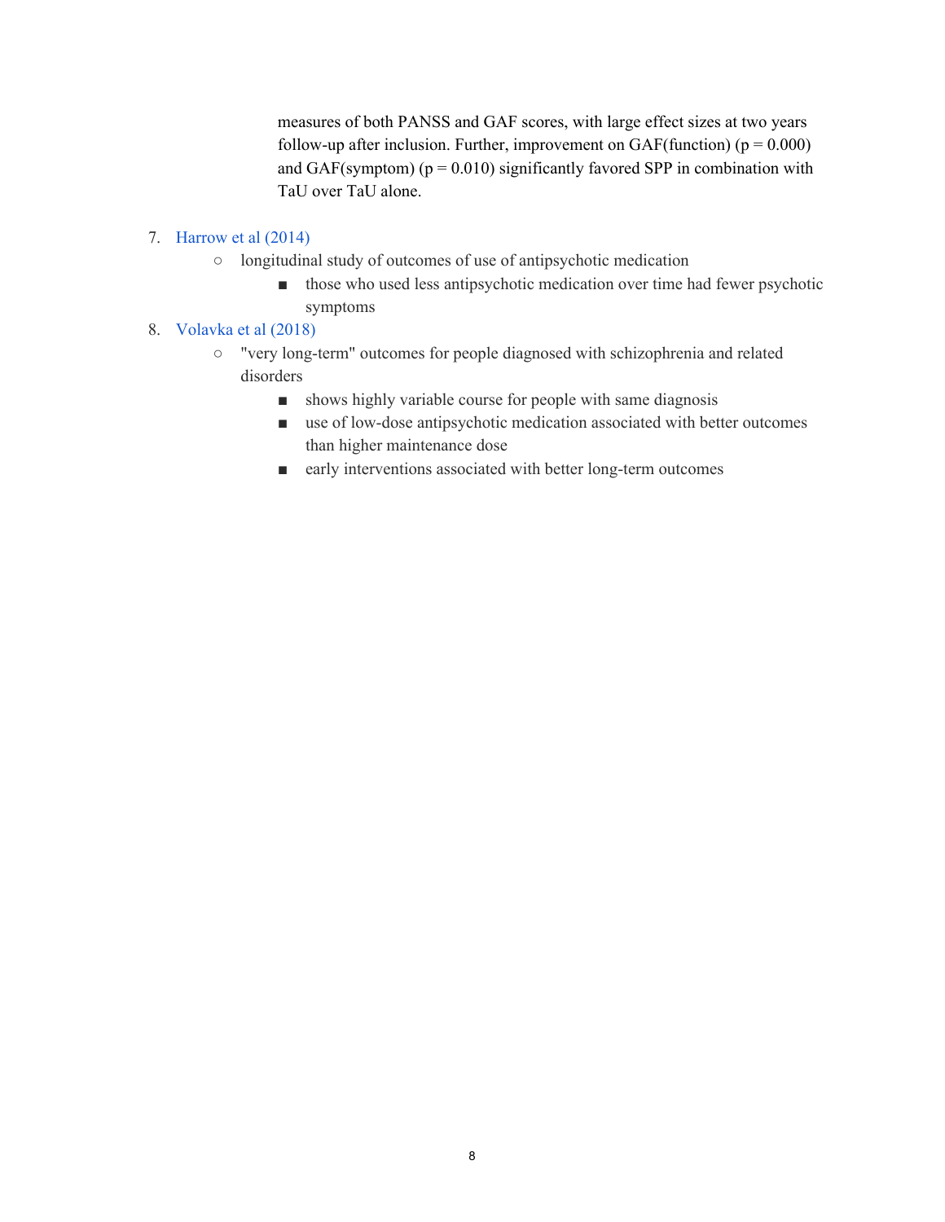measures of both PANSS and GAF scores, with large effect sizes at two years follow-up after inclusion. Further, improvement on GAF(function) ($p = 0.000$) and GAF(symptom) ($p = 0.010$) significantly favored SPP in combination with TaU over TaU alone.

7. Harrow et al (2014)
    - longitudinal study of outcomes of use of antipsychotic medication
        - those who used less antipsychotic medication over time had fewer psychotic symptoms
8. Volavka et al (2018)
    - "very long-term" outcomes for people diagnosed with schizophrenia and related disorders
        - shows highly variable course for people with same diagnosis
        - use of low-dose antipsychotic medication associated with better outcomes than higher maintenance dose
        - early interventions associated with better long-term outcomes